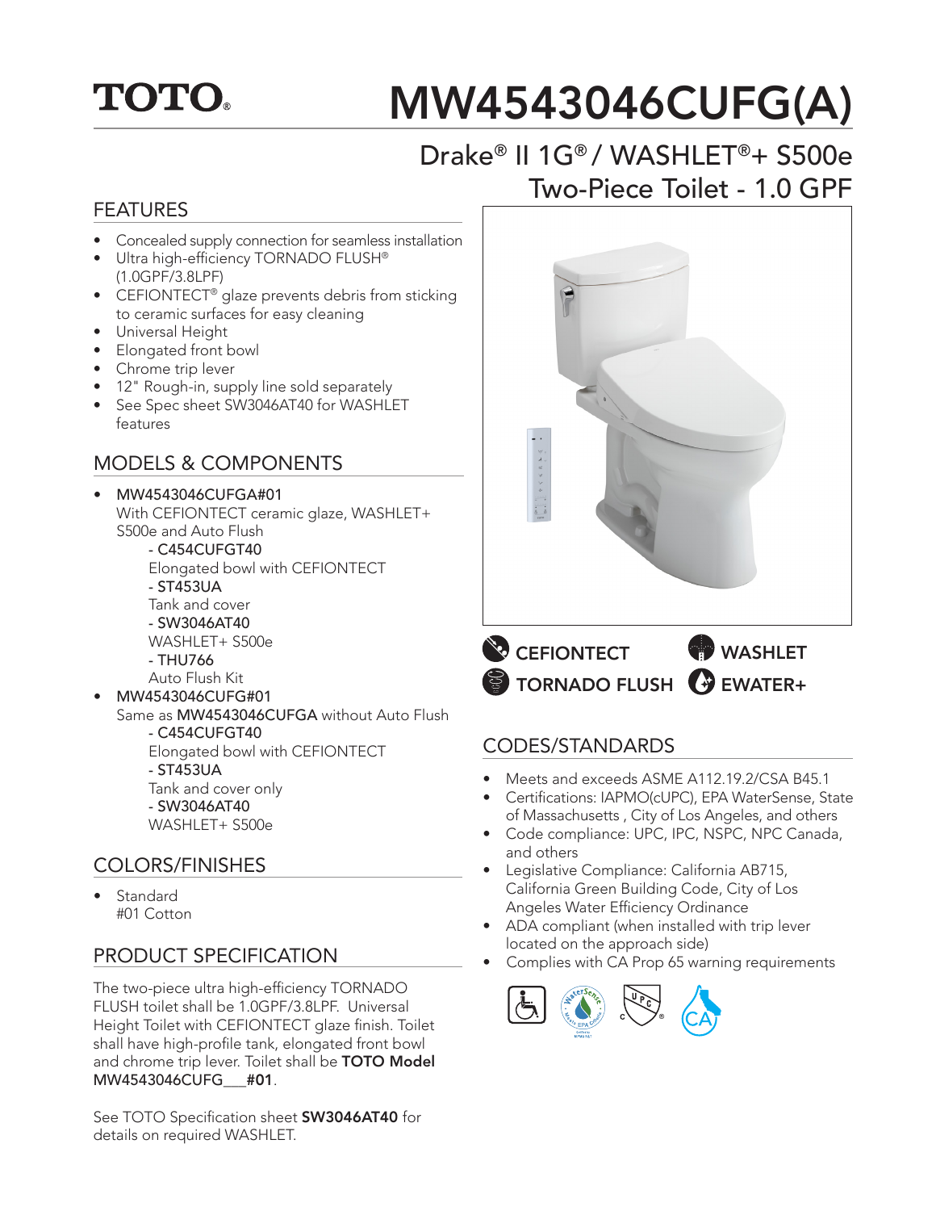# TOTO®

# MW4543046CUFG(A)

## Drake® II 1G® / WASHLET®+ S500e Two-Piece Toilet - 1.0 GPF

## FEATURES

- Concealed supply connection for seamless installation
- Ultra high-efficiency TORNADO FLUSH® (1.0GPF/3.8LPF)
- CEFIONTECT® glaze prevents debris from sticking to ceramic surfaces for easy cleaning
- Universal Height
- Elongated front bowl
- Chrome trip lever
- 12" Rough-in, supply line sold separately
- See Spec sheet SW3046AT40 for WASHLET features

## MODELS & COMPONENTS

- MW4543046CUFGA#01
  With CEFIONTECT ceramic glaze, WASHLET+ S500e and Auto Flush
  - C454CUFGT40
    Elongated bowl with CEFIONTECT
  - ST453UA
    Tank and cover
  - SW3046AT40
    WASHLET+ S500e
  - THU766
    Auto Flush Kit
- MW4543046CUFG#01
  Same as **MW4543046CUFGA** without Auto Flush
  - C454CUFGT40
    Elongated bowl with CEFIONTECT
  - ST453UA
    Tank and cover only
  - SW3046AT40
    WASHLET+ S500e

## COLORS/FINISHES

- Standard
  #01 Cotton

## PRODUCT SPECIFICATION

The two-piece ultra high-efficiency TORNADO FLUSH toilet shall be 1.0GPF/3.8LPF. Universal Height Toilet with CEFIONTECT glaze finish. Toilet shall have high-profile tank, elongated front bowl and chrome trip lever. Toilet shall be **TOTO Model** MW4543046CUFG___**#01**.

See TOTO Specification sheet **SW3046AT40** for details on required WASHLET.

CEFIONTECT

WASHLET

TORNADO FLUSH

EWATER+

## CODES/STANDARDS

- Meets and exceeds ASME A112.19.2/CSA B45.1
- Certifications: IAPMO(cUPC), EPA WaterSense, State of Massachusetts , City of Los Angeles, and others
- Code compliance: UPC, IPC, NSPC, NPC Canada, and others
- Legislative Compliance: California AB715, California Green Building Code, City of Los Angeles Water Efficiency Ordinance
- ADA compliant (when installed with trip lever located on the approach side)
- Complies with CA Prop 65 warning requirements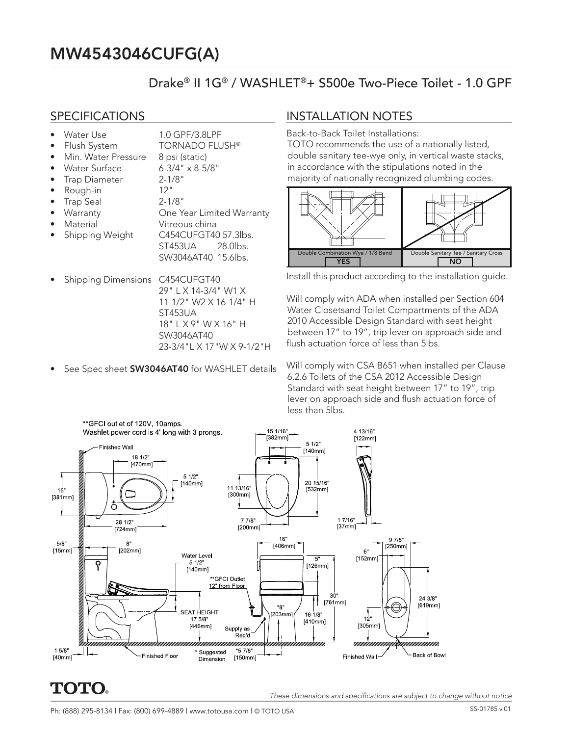# MW4543046CUFG(A)

## Drake® II 1G® / WASHLET®+ S500e Two-Piece Toilet - 1.0 GPF

## SPECIFICATIONS

- Water Use: 1.0 GPF/3.8LPF
- Flush System: TORNADO FLUSH®
- Min. Water Pressure: 8 psi (static)
- Water Surface: 6-3/4" x 8-5/8"
- Trap Diameter: 2-1/8"
- Rough-in: 12"
- Trap Seal: 2-1/8"
- Warranty: One Year Limited Warranty
- Material: Vitreous china
- Shipping Weight: C454CUFGT40 57.3lbs.
  ST453UA 28.0lbs.
  SW3046AT40 15.6lbs.
- Shipping Dimensions: C454CUFGT40
  29" L X 14-3/4" W1 X 11-1/2" W2 X 16-1/4" H
  ST453UA
  18" L X 9" W X 16" H
  SW3046AT40
  23-3/4"L X 17"W X 9-1/2"H
- See Spec sheet **SW3046AT40** for WASHLET details

## INSTALLATION NOTES

Back-to-Back Toilet Installations:
TOTO recommends the use of a nationally listed, double sanitary tee-wye only, in vertical waste stacks, in accordance with the stipulations noted in the majority of nationally recognized plumbing codes.

Double Combination Wye / 1/8 Bend
YES

Double Sanitary Tee / Sanitary Cross
NO

Install this product according to the installation guide.

Will comply with ADA when installed per Section 604 Water Closetsand Toilet Compartments of the ADA 2010 Accessible Design Standard with seat height between 17" to 19", trip lever on approach side and flush actuation force of less than 5lbs.

Will comply with CSA B651 when installed per Clause 6.2.6 Toilets of the CSA 2012 Accessible Design Standard with seat height between 17" to 19", trip lever on approach side and flush actuation force of less than 5lbs.

**GFCI outlet of 120V, 10amps.
Washlet power cord is 4' long with 3 prongs.

Finished Wall
18 1/2" [470mm]
5 1/2" [140mm]
15" [381mm]
28 1/2" [724mm]
15 1/16" [382mm]
5 1/2" [140mm]
11 13/16" [300mm]
20 15/16" [532mm]
7 7/8" [200mm]
4 13/16" [122mm]
1 7/16" [37mm]
5/8" [15mm]
8" [202mm]
Water Level
5 1/2" [140mm]
SEAT HEIGHT
17 5/8" [446mm]
1 5/8" [40mm]
Finished Floor
16" [406mm]
5" [126mm]
**GFCI Outlet
12" from Floor
30" [761mm]
*8" [203mm]
16 1/8" [410mm]
Supply as Req'd
*5 7/8" [150mm]
* Suggested Dimension
9 7/8" [250mm]
6" [152mm]
24 3/8" [619mm]
12" [305mm]
Finished Wall
Back of Bowl

TOTO®

*These dimensions and specifications are subject to change without notice*

Ph: (888) 295-8134 | Fax: (800) 699-4889 | www.totousa.com | © TOTO USA

SS-01785 v.01